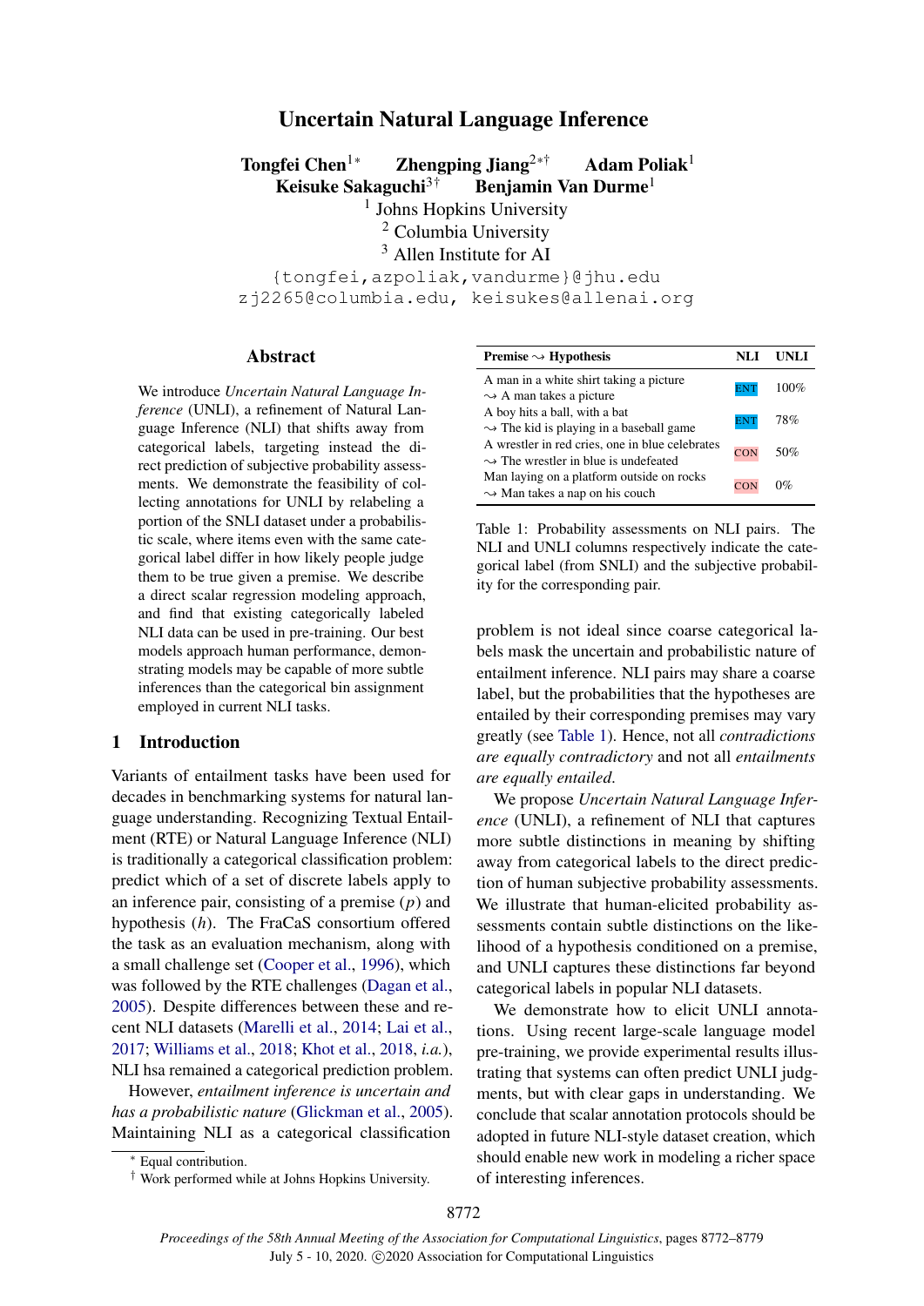# Uncertain Natural Language Inference

**Tongfei Chen**[1*] **Zhengping Jiang**[2*†] **Adam Poliak**[1]
**Keisuke Sakaguchi**[3†] **Benjamin Van Durme**[1]

[1] Johns Hopkins University
[2] Columbia University
[3] Allen Institute for AI

{tongfei,azpoliak,vandurme}@jhu.edu
zj2265@columbia.edu, keisukes@allenai.org

## Abstract

We introduce *Uncertain Natural Language Inference* (UNLI), a refinement of Natural Language Inference (NLI) that shifts away from categorical labels, targeting instead the direct prediction of subjective probability assessments. We demonstrate the feasibility of collecting annotations for UNLI by relabeling a portion of the SNLI dataset under a probabilistic scale, where items even with the same categorical label differ in how likely people judge them to be true given a premise. We describe a direct scalar regression modeling approach, and find that existing categorically labeled NLI data can be used in pre-training. Our best models approach human performance, demonstrating models may be capable of more subtle inferences than the categorical bin assignment employed in current NLI tasks.

## 1 Introduction

Variants of entailment tasks have been used for decades in benchmarking systems for natural language understanding. Recognizing Textual Entailment (RTE) or Natural Language Inference (NLI) is traditionally a categorical classification problem: predict which of a set of discrete labels apply to an inference pair, consisting of a premise ($p$) and hypothesis ($h$). The FraCaS consortium offered the task as an evaluation mechanism, along with a small challenge set (Cooper et al., 1996), which was followed by the RTE challenges (Dagan et al., 2005). Despite differences between these and recent NLI datasets (Marelli et al., 2014; Lai et al., 2017; Williams et al., 2018; Khot et al., 2018, *i.a.*), NLI hsa remained a categorical prediction problem.

However, *entailment inference is uncertain and has a probabilistic nature* (Glickman et al., 2005). Maintaining NLI as a categorical classification problem is not ideal since coarse categorical labels mask the uncertain and probabilistic nature of entailment inference. NLI pairs may share a coarse label, but the probabilities that the hypotheses are entailed by their corresponding premises may vary greatly (see Table 1). Hence, not all *contradictions are equally contradictory* and not all *entailments are equally entailed.*

| **Premise ⇝ Hypothesis** | **NLI** | **UNLI** |
|---|---|---|
| A man in a white shirt taking a picture ⇝ A man takes a picture | ENT | 100% |
| A boy hits a ball, with a bat ⇝ The kid is playing in a baseball game | ENT | 78% |
| A wrestler in red cries, one in blue celebrates ⇝ The wrestler in blue is undefeated | CON | 50% |
| Man laying on a platform outside on rocks ⇝ Man takes a nap on his couch | CON | 0% |

Table 1: Probability assessments on NLI pairs. The NLI and UNLI columns respectively indicate the categorical label (from SNLI) and the subjective probability for the corresponding pair.

We propose *Uncertain Natural Language Inference* (UNLI), a refinement of NLI that captures more subtle distinctions in meaning by shifting away from categorical labels to the direct prediction of human subjective probability assessments. We illustrate that human-elicited probability assessments contain subtle distinctions on the likelihood of a hypothesis conditioned on a premise, and UNLI captures these distinctions far beyond categorical labels in popular NLI datasets.

We demonstrate how to elicit UNLI annotations. Using recent large-scale language model pre-training, we provide experimental results illustrating that systems can often predict UNLI judgments, but with clear gaps in understanding. We conclude that scalar annotation protocols should be adopted in future NLI-style dataset creation, which should enable new work in modeling a richer space of interesting inferences.

[*] Equal contribution.
[†] Work performed while at Johns Hopkins University.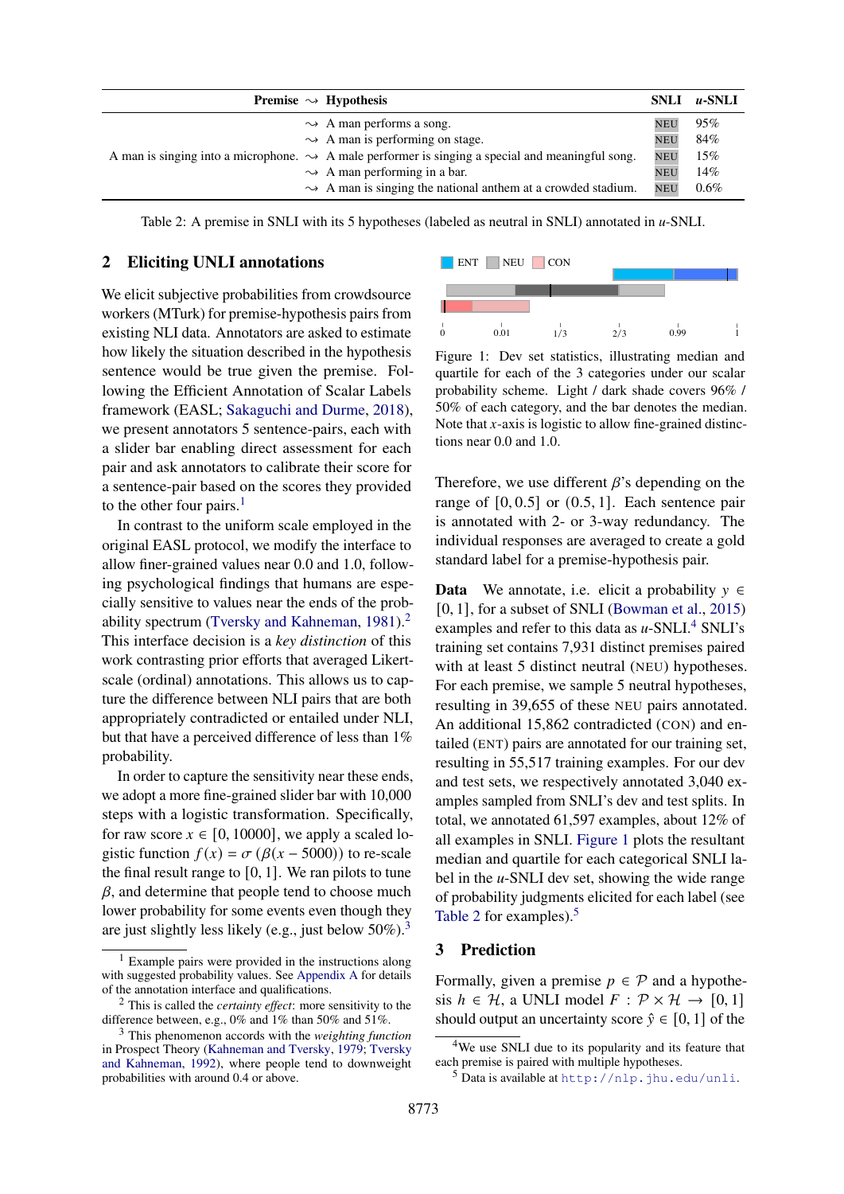| Premise | ⇝ | Hypothesis | SNLI | *u*-SNLI |
|---|---|---|---|---|
| A man is singing into a microphone. | ⇝ | A man performs a song. | NEU | 95% |
| | ⇝ | A man is performing on stage. | NEU | 84% |
| | ⇝ | A male performer is singing a special and meaningful song. | NEU | 15% |
| | ⇝ | A man performing in a bar. | NEU | 14% |
| | ⇝ | A man is singing the national anthem at a crowded stadium. | NEU | 0.6% |

Table 2: A premise in SNLI with its 5 hypotheses (labeled as neutral in SNLI) annotated in *u*-SNLI.

## 2 Eliciting UNLI annotations

We elicit subjective probabilities from crowdsource workers (MTurk) for premise-hypothesis pairs from existing NLI data. Annotators are asked to estimate how likely the situation described in the hypothesis sentence would be true given the premise. Following the Efficient Annotation of Scalar Labels framework (EASL; Sakaguchi and Durme, 2018), we present annotators 5 sentence-pairs, each with a slider bar enabling direct assessment for each pair and ask annotators to calibrate their score for a sentence-pair based on the scores they provided to the other four pairs.[1]

In contrast to the uniform scale employed in the original EASL protocol, we modify the interface to allow finer-grained values near 0.0 and 1.0, following psychological findings that humans are especially sensitive to values near the ends of the probability spectrum (Tversky and Kahneman, 1981).[2] This interface decision is a *key distinction* of this work contrasting prior efforts that averaged Likert-scale (ordinal) annotations. This allows us to capture the difference between NLI pairs that are both appropriately contradicted or entailed under NLI, but that have a perceived difference of less than 1% probability.

In order to capture the sensitivity near these ends, we adopt a more fine-grained slider bar with 10,000 steps with a logistic transformation. Specifically, for raw score $x \in [0, 10000]$, we apply a scaled logistic function $f(x) = \sigma(\beta(x - 5000))$ to re-scale the final result range to $[0, 1]$. We ran pilots to tune $\beta$, and determine that people tend to choose much lower probability for some events even though they are just slightly less likely (e.g., just below 50%).[3]

Figure 1: Dev set statistics, illustrating median and quartile for each of the 3 categories under our scalar probability scheme. Light / dark shade covers 96% / 50% of each category, and the bar denotes the median. Note that $x$-axis is logistic to allow fine-grained distinctions near 0.0 and 1.0.

Therefore, we use different $\beta$'s depending on the range of $[0, 0.5]$ or $(0.5, 1]$. Each sentence pair is annotated with 2- or 3-way redundancy. The individual responses are averaged to create a gold standard label for a premise-hypothesis pair.

**Data** We annotate, i.e. elicit a probability $y \in [0, 1]$, for a subset of SNLI (Bowman et al., 2015) examples and refer to this data as *u*-SNLI.[4] SNLI's training set contains 7,931 distinct premises paired with at least 5 distinct neutral (NEU) hypotheses. For each premise, we sample 5 neutral hypotheses, resulting in 39,655 of these NEU pairs annotated. An additional 15,862 contradicted (CON) and entailed (ENT) pairs are annotated for our training set, resulting in 55,517 training examples. For our dev and test sets, we respectively annotated 3,040 examples sampled from SNLI's dev and test splits. In total, we annotated 61,597 examples, about 12% of all examples in SNLI. Figure 1 plots the resultant median and quartile for each categorical SNLI label in the *u*-SNLI dev set, showing the wide range of probability judgments elicited for each label (see Table 2 for examples).[5]

## 3 Prediction

Formally, given a premise $p \in \mathcal{P}$ and a hypothesis $h \in \mathcal{H}$, a UNLI model $F : \mathcal{P} \times \mathcal{H} \to [0, 1]$ should output an uncertainty score $\hat{y} \in [0, 1]$ of the

---

[1] Example pairs were provided in the instructions along with suggested probability values. See Appendix A for details of the annotation interface and qualifications.

[2] This is called the *certainty effect*: more sensitivity to the difference between, e.g., 0% and 1% than 50% and 51%.

[3] This phenomenon accords with the *weighting function* in Prospect Theory (Kahneman and Tversky, 1979; Tversky and Kahneman, 1992), where people tend to downweight probabilities with around 0.4 or above.

[4] We use SNLI due to its popularity and its feature that each premise is paired with multiple hypotheses.

[5] Data is available at http://nlp.jhu.edu/unli.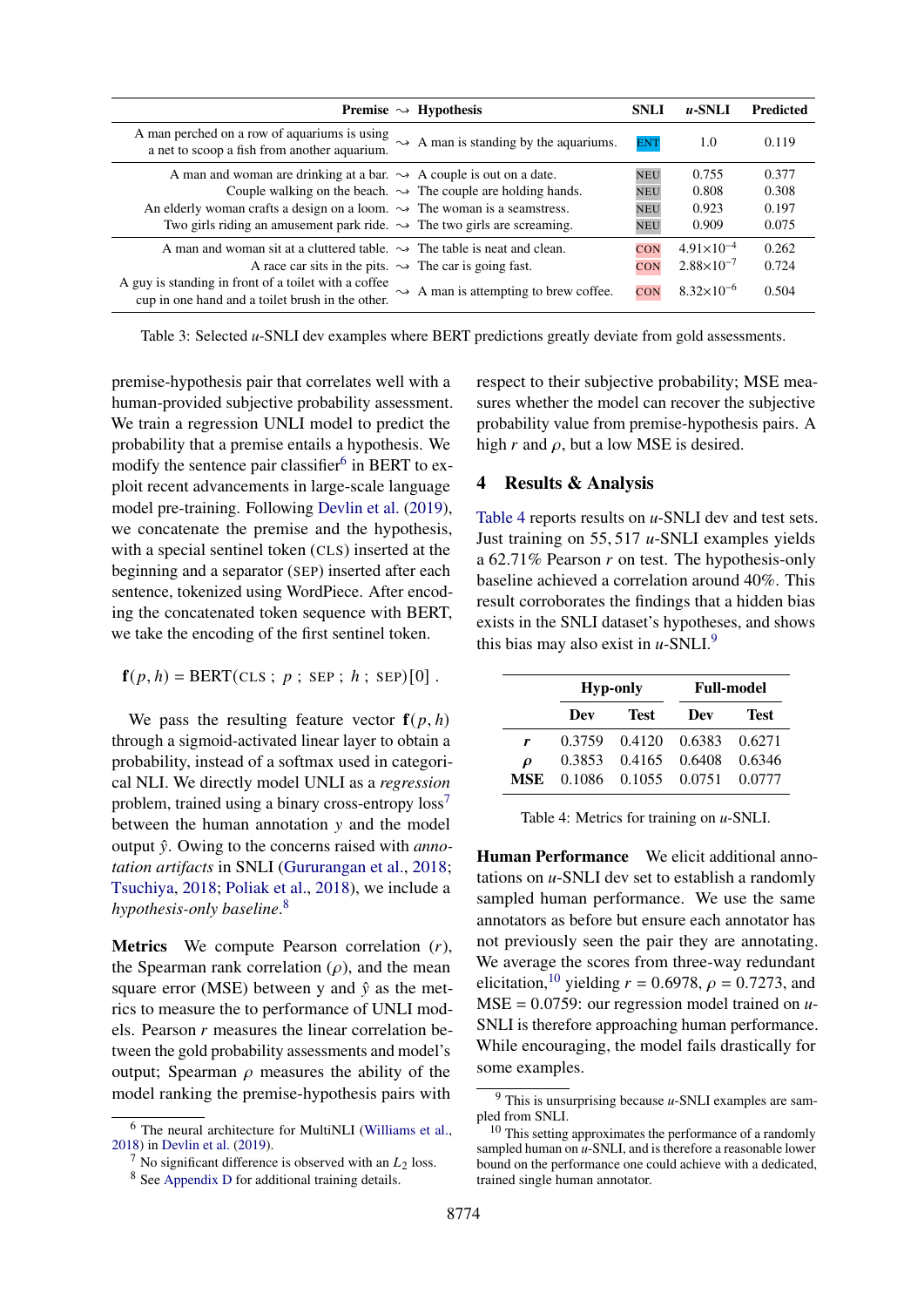| Premise | ⇝ | Hypothesis | SNLI | $u$-SNLI | Predicted |
|---|---|---|---|---|---|
| A man perched on a row of aquariums is using a net to scoop a fish from another aquarium. | ⇝ | A man is standing by the aquariums. | ENT | 1.0 | 0.119 |
| A man and woman are drinking at a bar. | ⇝ | A couple is out on a date. | NEU | 0.755 | 0.377 |
| Couple walking on the beach. | ⇝ | The couple are holding hands. | NEU | 0.808 | 0.308 |
| An elderly woman crafts a design on a loom. | ⇝ | The woman is a seamstress. | NEU | 0.923 | 0.197 |
| Two girls riding an amusement park ride. | ⇝ | The two girls are screaming. | NEU | 0.909 | 0.075 |
| A man and woman sit at a cluttered table. | ⇝ | The table is neat and clean. | CON | $4.91\times10^{-4}$ | 0.262 |
| A race car sits in the pits. | ⇝ | The car is going fast. | CON | $2.88\times10^{-7}$ | 0.724 |
| A guy is standing in front of a toilet with a coffee cup in one hand and a toilet brush in the other. | ⇝ | A man is attempting to brew coffee. | CON | $8.32\times10^{-6}$ | 0.504 |

Table 3: Selected $u$-SNLI dev examples where BERT predictions greatly deviate from gold assessments.

premise-hypothesis pair that correlates well with a human-provided subjective probability assessment. We train a regression UNLI model to predict the probability that a premise entails a hypothesis. We modify the sentence pair classifier[6] in BERT to exploit recent advancements in large-scale language model pre-training. Following Devlin et al. (2019), we concatenate the premise and the hypothesis, with a special sentinel token (CLS) inserted at the beginning and a separator (SEP) inserted after each sentence, tokenized using WordPiece. After encoding the concatenated token sequence with BERT, we take the encoding of the first sentinel token.

$$\mathbf{f}(p, h) = \text{BERT}(\text{CLS}\ ;\ p\ ;\ \text{SEP}\ ;\ h\ ;\ \text{SEP})[0]\ .$$

We pass the resulting feature vector $\mathbf{f}(p, h)$ through a sigmoid-activated linear layer to obtain a probability, instead of a softmax used in categorical NLI. We directly model UNLI as a *regression* problem, trained using a binary cross-entropy loss[7] between the human annotation $y$ and the model output $\hat{y}$. Owing to the concerns raised with *annotation artifacts* in SNLI (Gururangan et al., 2018; Tsuchiya, 2018; Poliak et al., 2018), we include a *hypothesis-only baseline*.[8]

**Metrics** We compute Pearson correlation ($r$), the Spearman rank correlation ($\rho$), and the mean square error (MSE) between y and $\hat{y}$ as the metrics to measure the to performance of UNLI models. Pearson $r$ measures the linear correlation between the gold probability assessments and model's output; Spearman $\rho$ measures the ability of the model ranking the premise-hypothesis pairs with respect to their subjective probability; MSE measures whether the model can recover the subjective probability value from premise-hypothesis pairs. A high $r$ and $\rho$, but a low MSE is desired.

## 4 Results & Analysis

Table 4 reports results on $u$-SNLI dev and test sets. Just training on 55,517 $u$-SNLI examples yields a 62.71% Pearson $r$ on test. The hypothesis-only baseline achieved a correlation around 40%. This result corroborates the findings that a hidden bias exists in the SNLI dataset's hypotheses, and shows this bias may also exist in $u$-SNLI.[9]

| | Hyp-only | | Full-model | |
|---|---|---|---|---|
| | **Dev** | **Test** | **Dev** | **Test** |
| $r$ | 0.3759 | 0.4120 | 0.6383 | 0.6271 |
| $\rho$ | 0.3853 | 0.4165 | 0.6408 | 0.6346 |
| **MSE** | 0.1086 | 0.1055 | 0.0751 | 0.0777 |

Table 4: Metrics for training on $u$-SNLI.

**Human Performance** We elicit additional annotations on $u$-SNLI dev set to establish a randomly sampled human performance. We use the same annotators as before but ensure each annotator has not previously seen the pair they are annotating. We average the scores from three-way redundant elicitation,[10] yielding $r = 0.6978$, $\rho = 0.7273$, and MSE $= 0.0759$: our regression model trained on $u$-SNLI is therefore approaching human performance. While encouraging, the model fails drastically for some examples.

---

[6] The neural architecture for MultiNLI (Williams et al., 2018) in Devlin et al. (2019).

[7] No significant difference is observed with an $L_2$ loss.

[8] See Appendix D for additional training details.

[9] This is unsurprising because $u$-SNLI examples are sampled from SNLI.

[10] This setting approximates the performance of a randomly sampled human on $u$-SNLI, and is therefore a reasonable lower bound on the performance one could achieve with a dedicated, trained single human annotator.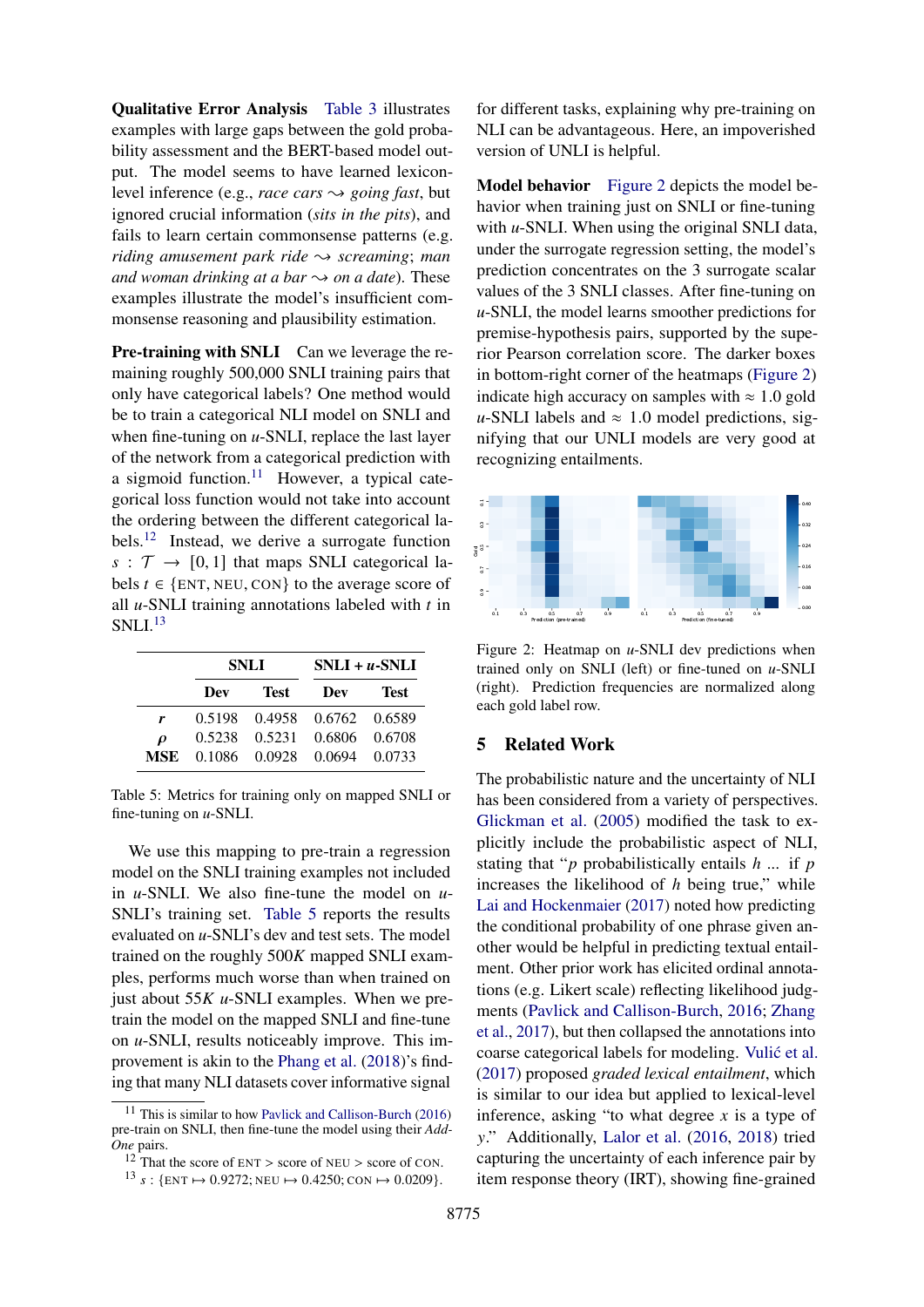**Qualitative Error Analysis** Table 3 illustrates examples with large gaps between the gold probability assessment and the BERT-based model output. The model seems to have learned lexicon-level inference (e.g., *race cars* ⇝ *going fast*, but ignored crucial information (*sits in the pits*), and fails to learn certain commonsense patterns (e.g. *riding amusement park ride* ⇝ *screaming*; *man and woman drinking at a bar* ⇝ *on a date*). These examples illustrate the model's insufficient commonsense reasoning and plausibility estimation.

**Pre-training with SNLI** Can we leverage the remaining roughly 500,000 SNLI training pairs that only have categorical labels? One method would be to train a categorical NLI model on SNLI and when fine-tuning on *u*-SNLI, replace the last layer of the network from a categorical prediction with a sigmoid function.[11] However, a typical categorical loss function would not take into account the ordering between the different categorical labels.[12] Instead, we derive a surrogate function $s : \mathcal{T} \rightarrow [0, 1]$ that maps SNLI categorical labels $t \in \{\text{ENT}, \text{NEU}, \text{CON}\}$ to the average score of all *u*-SNLI training annotations labeled with $t$ in SNLI.[13]

| | SNLI | | SNLI + *u*-SNLI | |
|---|---|---|---|---|
| | Dev | Test | Dev | Test |
| $r$ | 0.5198 | 0.4958 | 0.6762 | 0.6589 |
| $\rho$ | 0.5238 | 0.5231 | 0.6806 | 0.6708 |
| **MSE** | 0.1086 | 0.0928 | 0.0694 | 0.0733 |

Table 5: Metrics for training only on mapped SNLI or fine-tuning on *u*-SNLI.

We use this mapping to pre-train a regression model on the SNLI training examples not included in *u*-SNLI. We also fine-tune the model on *u*-SNLI's training set. Table 5 reports the results evaluated on *u*-SNLI's dev and test sets. The model trained on the roughly 500$K$ mapped SNLI examples, performs much worse than when trained on just about 55$K$ *u*-SNLI examples. When we pre-train the model on the mapped SNLI and fine-tune on *u*-SNLI, results noticeably improve. This improvement is akin to the Phang et al. (2018)'s finding that many NLI datasets cover informative signal for different tasks, explaining why pre-training on NLI can be advantageous. Here, an impoverished version of UNLI is helpful.

**Model behavior** Figure 2 depicts the model behavior when training just on SNLI or fine-tuning with *u*-SNLI. When using the original SNLI data, under the surrogate regression setting, the model's prediction concentrates on the 3 surrogate scalar values of the 3 SNLI classes. After fine-tuning on *u*-SNLI, the model learns smoother predictions for premise-hypothesis pairs, supported by the superior Pearson correlation score. The darker boxes in bottom-right corner of the heatmaps (Figure 2) indicate high accuracy on samples with $\approx 1.0$ gold *u*-SNLI labels and $\approx 1.0$ model predictions, signifying that our UNLI models are very good at recognizing entailments.

Figure 2: Heatmap on *u*-SNLI dev predictions when trained only on SNLI (left) or fine-tuned on *u*-SNLI (right). Prediction frequencies are normalized along each gold label row.

## 5 Related Work

The probabilistic nature and the uncertainty of NLI has been considered from a variety of perspectives. Glickman et al. (2005) modified the task to explicitly include the probabilistic aspect of NLI, stating that "$p$ probabilistically entails $h$ ... if $p$ increases the likelihood of $h$ being true," while Lai and Hockenmaier (2017) noted how predicting the conditional probability of one phrase given another would be helpful in predicting textual entailment. Other prior work has elicited ordinal annotations (e.g. Likert scale) reflecting likelihood judgments (Pavlick and Callison-Burch, 2016; Zhang et al., 2017), but then collapsed the annotations into coarse categorical labels for modeling. Vulić et al. (2017) proposed *graded lexical entailment*, which is similar to our idea but applied to lexical-level inference, asking "to what degree $x$ is a type of $y$." Additionally, Lalor et al. (2016, 2018) tried capturing the uncertainty of each inference pair by item response theory (IRT), showing fine-grained

[11] This is similar to how Pavlick and Callison-Burch (2016) pre-train on SNLI, then fine-tune the model using their *Add-One* pairs.

[12] That the score of ENT > score of NEU > score of CON.

[13] $s$ : {ENT ↦ 0.9272; NEU ↦ 0.4250; CON ↦ 0.0209}.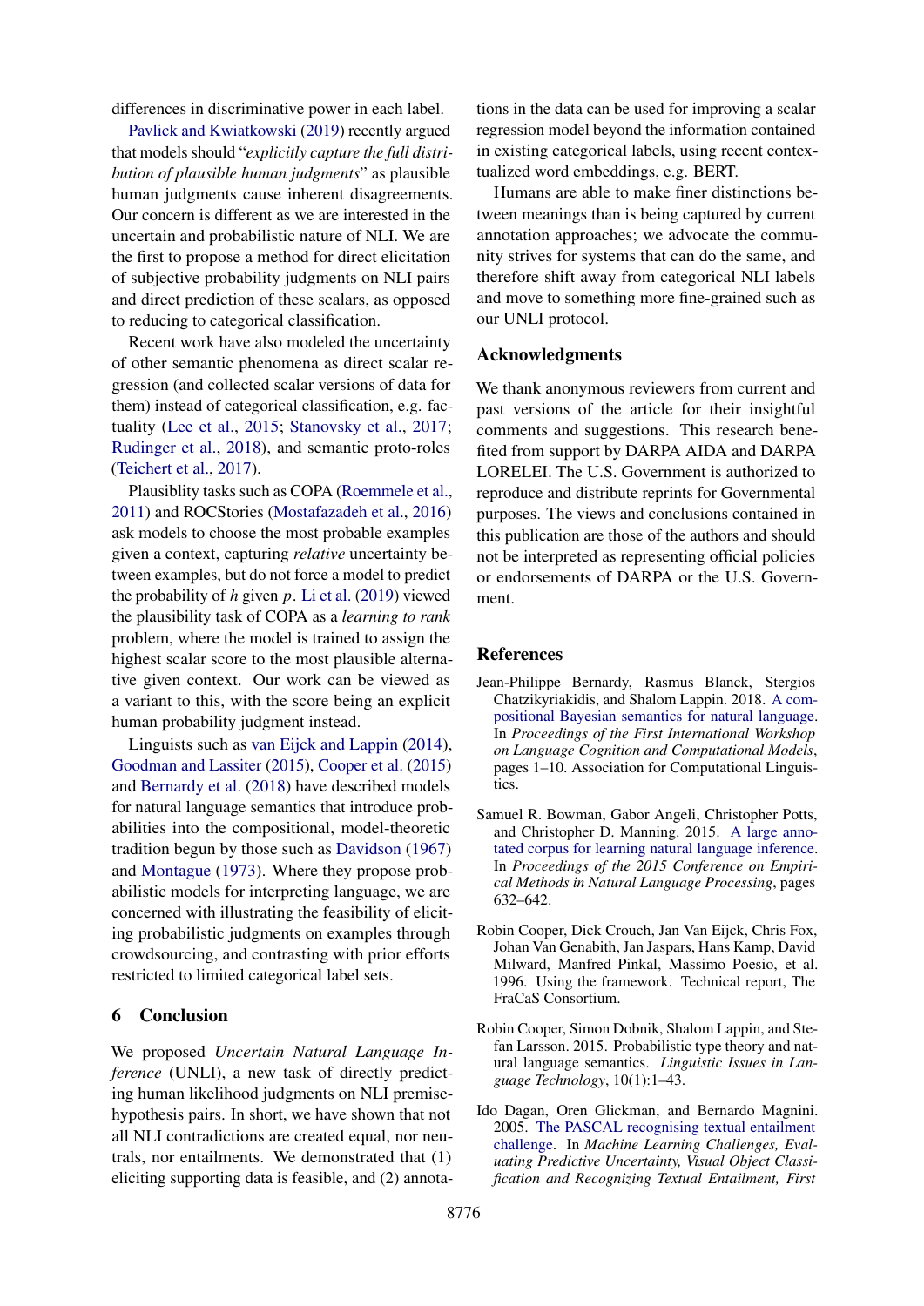differences in discriminative power in each label.

Pavlick and Kwiatkowski (2019) recently argued that models should "*explicitly capture the full distribution of plausible human judgments*" as plausible human judgments cause inherent disagreements. Our concern is different as we are interested in the uncertain and probabilistic nature of NLI. We are the first to propose a method for direct elicitation of subjective probability judgments on NLI pairs and direct prediction of these scalars, as opposed to reducing to categorical classification.

Recent work have also modeled the uncertainty of other semantic phenomena as direct scalar regression (and collected scalar versions of data for them) instead of categorical classification, e.g. factuality (Lee et al., 2015; Stanovsky et al., 2017; Rudinger et al., 2018), and semantic proto-roles (Teichert et al., 2017).

Plausiblity tasks such as COPA (Roemmele et al., 2011) and ROCStories (Mostafazadeh et al., 2016) ask models to choose the most probable examples given a context, capturing *relative* uncertainty between examples, but do not force a model to predict the probability of $h$ given $p$. Li et al. (2019) viewed the plausibility task of COPA as a *learning to rank* problem, where the model is trained to assign the highest scalar score to the most plausible alternative given context. Our work can be viewed as a variant to this, with the score being an explicit human probability judgment instead.

Linguists such as van Eijck and Lappin (2014), Goodman and Lassiter (2015), Cooper et al. (2015) and Bernardy et al. (2018) have described models for natural language semantics that introduce probabilities into the compositional, model-theoretic tradition begun by those such as Davidson (1967) and Montague (1973). Where they propose probabilistic models for interpreting language, we are concerned with illustrating the feasibility of eliciting probabilistic judgments on examples through crowdsourcing, and contrasting with prior efforts restricted to limited categorical label sets.

## 6 Conclusion

We proposed *Uncertain Natural Language Inference* (UNLI), a new task of directly predicting human likelihood judgments on NLI premise-hypothesis pairs. In short, we have shown that not all NLI contradictions are created equal, nor neutrals, nor entailments. We demonstrated that (1) eliciting supporting data is feasible, and (2) annotations in the data can be used for improving a scalar regression model beyond the information contained in existing categorical labels, using recent contextualized word embeddings, e.g. BERT.

Humans are able to make finer distinctions between meanings than is being captured by current annotation approaches; we advocate the community strives for systems that can do the same, and therefore shift away from categorical NLI labels and move to something more fine-grained such as our UNLI protocol.

## Acknowledgments

We thank anonymous reviewers from current and past versions of the article for their insightful comments and suggestions. This research benefited from support by DARPA AIDA and DARPA LORELEI. The U.S. Government is authorized to reproduce and distribute reprints for Governmental purposes. The views and conclusions contained in this publication are those of the authors and should not be interpreted as representing official policies or endorsements of DARPA or the U.S. Government.

## References

Jean-Philippe Bernardy, Rasmus Blanck, Stergios Chatzikyriakidis, and Shalom Lappin. 2018. A compositional Bayesian semantics for natural language. In *Proceedings of the First International Workshop on Language Cognition and Computational Models*, pages 1–10. Association for Computational Linguistics.

Samuel R. Bowman, Gabor Angeli, Christopher Potts, and Christopher D. Manning. 2015. A large annotated corpus for learning natural language inference. In *Proceedings of the 2015 Conference on Empirical Methods in Natural Language Processing*, pages 632–642.

Robin Cooper, Dick Crouch, Jan Van Eijck, Chris Fox, Johan Van Genabith, Jan Jaspars, Hans Kamp, David Milward, Manfred Pinkal, Massimo Poesio, et al. 1996. Using the framework. Technical report, The FraCaS Consortium.

Robin Cooper, Simon Dobnik, Shalom Lappin, and Stefan Larsson. 2015. Probabilistic type theory and natural language semantics. *Linguistic Issues in Language Technology*, 10(1):1–43.

Ido Dagan, Oren Glickman, and Bernardo Magnini. 2005. The PASCAL recognising textual entailment challenge. In *Machine Learning Challenges, Evaluating Predictive Uncertainty, Visual Object Classification and Recognizing Textual Entailment, First*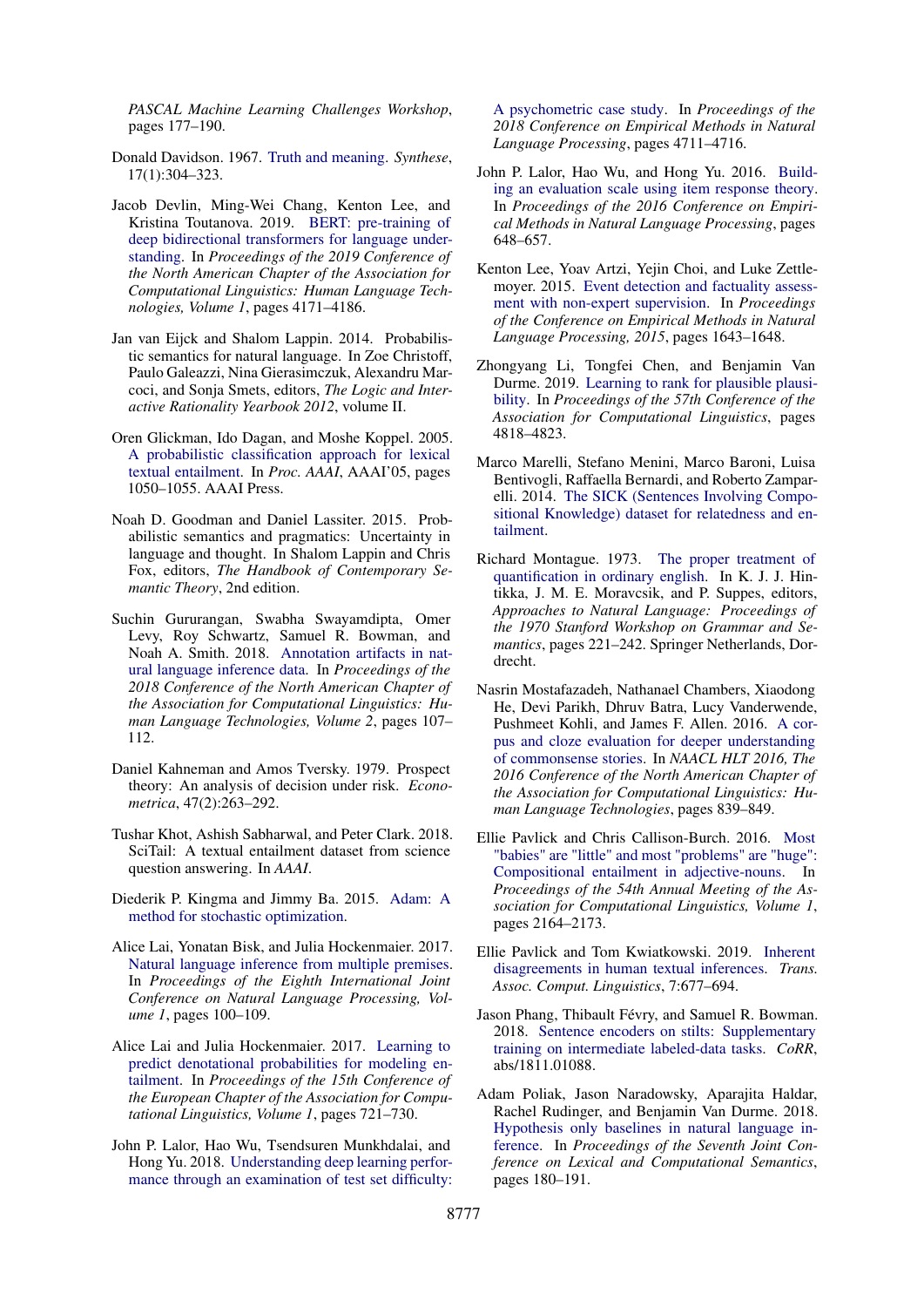*PASCAL Machine Learning Challenges Workshop*, pages 177–190.

Donald Davidson. 1967. Truth and meaning. *Synthese*, 17(1):304–323.

Jacob Devlin, Ming-Wei Chang, Kenton Lee, and Kristina Toutanova. 2019. BERT: pre-training of deep bidirectional transformers for language understanding. In *Proceedings of the 2019 Conference of the North American Chapter of the Association for Computational Linguistics: Human Language Technologies, Volume 1*, pages 4171–4186.

Jan van Eijck and Shalom Lappin. 2014. Probabilistic semantics for natural language. In Zoe Christoff, Paulo Galeazzi, Nina Gierasimczuk, Alexandru Marcoci, and Sonja Smets, editors, *The Logic and Interactive Rationality Yearbook 2012*, volume II.

Oren Glickman, Ido Dagan, and Moshe Koppel. 2005. A probabilistic classification approach for lexical textual entailment. In *Proc. AAAI*, AAAI'05, pages 1050–1055. AAAI Press.

Noah D. Goodman and Daniel Lassiter. 2015. Probabilistic semantics and pragmatics: Uncertainty in language and thought. In Shalom Lappin and Chris Fox, editors, *The Handbook of Contemporary Semantic Theory*, 2nd edition.

Suchin Gururangan, Swabha Swayamdipta, Omer Levy, Roy Schwartz, Samuel R. Bowman, and Noah A. Smith. 2018. Annotation artifacts in natural language inference data. In *Proceedings of the 2018 Conference of the North American Chapter of the Association for Computational Linguistics: Human Language Technologies, Volume 2*, pages 107–112.

Daniel Kahneman and Amos Tversky. 1979. Prospect theory: An analysis of decision under risk. *Econometrica*, 47(2):263–292.

Tushar Khot, Ashish Sabharwal, and Peter Clark. 2018. SciTail: A textual entailment dataset from science question answering. In *AAAI*.

Diederik P. Kingma and Jimmy Ba. 2015. Adam: A method for stochastic optimization.

Alice Lai, Yonatan Bisk, and Julia Hockenmaier. 2017. Natural language inference from multiple premises. In *Proceedings of the Eighth International Joint Conference on Natural Language Processing, Volume 1*, pages 100–109.

Alice Lai and Julia Hockenmaier. 2017. Learning to predict denotational probabilities for modeling entailment. In *Proceedings of the 15th Conference of the European Chapter of the Association for Computational Linguistics, Volume 1*, pages 721–730.

John P. Lalor, Hao Wu, Tsendsuren Munkhdalai, and Hong Yu. 2018. Understanding deep learning performance through an examination of test set difficulty: A psychometric case study. In *Proceedings of the 2018 Conference on Empirical Methods in Natural Language Processing*, pages 4711–4716.

John P. Lalor, Hao Wu, and Hong Yu. 2016. Building an evaluation scale using item response theory. In *Proceedings of the 2016 Conference on Empirical Methods in Natural Language Processing*, pages 648–657.

Kenton Lee, Yoav Artzi, Yejin Choi, and Luke Zettlemoyer. 2015. Event detection and factuality assessment with non-expert supervision. In *Proceedings of the Conference on Empirical Methods in Natural Language Processing, 2015*, pages 1643–1648.

Zhongyang Li, Tongfei Chen, and Benjamin Van Durme. 2019. Learning to rank for plausible plausibility. In *Proceedings of the 57th Conference of the Association for Computational Linguistics*, pages 4818–4823.

Marco Marelli, Stefano Menini, Marco Baroni, Luisa Bentivogli, Raffaella Bernardi, and Roberto Zamparelli. 2014. The SICK (Sentences Involving Compositional Knowledge) dataset for relatedness and entailment.

Richard Montague. 1973. The proper treatment of quantification in ordinary english. In K. J. J. Hintikka, J. M. E. Moravcsik, and P. Suppes, editors, *Approaches to Natural Language: Proceedings of the 1970 Stanford Workshop on Grammar and Semantics*, pages 221–242. Springer Netherlands, Dordrecht.

Nasrin Mostafazadeh, Nathanael Chambers, Xiaodong He, Devi Parikh, Dhruv Batra, Lucy Vanderwende, Pushmeet Kohli, and James F. Allen. 2016. A corpus and cloze evaluation for deeper understanding of commonsense stories. In *NAACL HLT 2016, The 2016 Conference of the North American Chapter of the Association for Computational Linguistics: Human Language Technologies*, pages 839–849.

Ellie Pavlick and Chris Callison-Burch. 2016. Most "babies" are "little" and most "problems" are "huge": Compositional entailment in adjective-nouns. In *Proceedings of the 54th Annual Meeting of the Association for Computational Linguistics, Volume 1*, pages 2164–2173.

Ellie Pavlick and Tom Kwiatkowski. 2019. Inherent disagreements in human textual inferences. *Trans. Assoc. Comput. Linguistics*, 7:677–694.

Jason Phang, Thibault Févry, and Samuel R. Bowman. 2018. Sentence encoders on stilts: Supplementary training on intermediate labeled-data tasks. *CoRR*, abs/1811.01088.

Adam Poliak, Jason Naradowsky, Aparajita Haldar, Rachel Rudinger, and Benjamin Van Durme. 2018. Hypothesis only baselines in natural language inference. In *Proceedings of the Seventh Joint Conference on Lexical and Computational Semantics*, pages 180–191.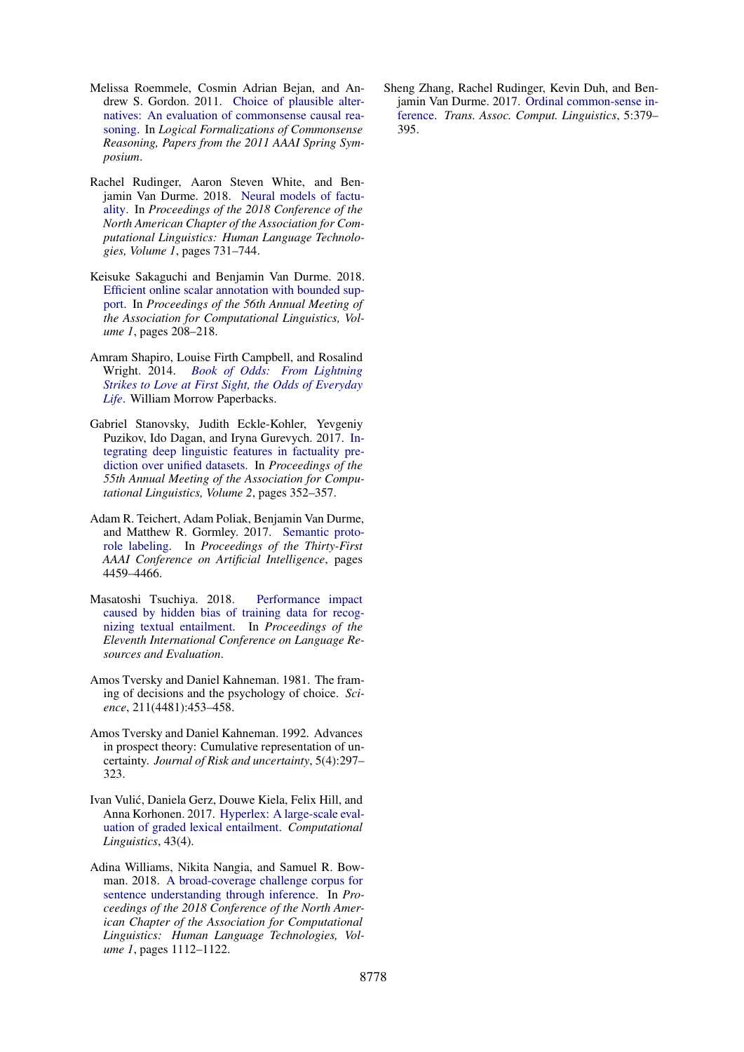Melissa Roemmele, Cosmin Adrian Bejan, and Andrew S. Gordon. 2011. Choice of plausible alternatives: An evaluation of commonsense causal reasoning. In *Logical Formalizations of Commonsense Reasoning, Papers from the 2011 AAAI Spring Symposium*.

Rachel Rudinger, Aaron Steven White, and Benjamin Van Durme. 2018. Neural models of factuality. In *Proceedings of the 2018 Conference of the North American Chapter of the Association for Computational Linguistics: Human Language Technologies, Volume 1*, pages 731–744.

Keisuke Sakaguchi and Benjamin Van Durme. 2018. Efficient online scalar annotation with bounded support. In *Proceedings of the 56th Annual Meeting of the Association for Computational Linguistics, Volume 1*, pages 208–218.

Amram Shapiro, Louise Firth Campbell, and Rosalind Wright. 2014. *Book of Odds: From Lightning Strikes to Love at First Sight, the Odds of Everyday Life*. William Morrow Paperbacks.

Gabriel Stanovsky, Judith Eckle-Kohler, Yevgeniy Puzikov, Ido Dagan, and Iryna Gurevych. 2017. Integrating deep linguistic features in factuality prediction over unified datasets. In *Proceedings of the 55th Annual Meeting of the Association for Computational Linguistics, Volume 2*, pages 352–357.

Adam R. Teichert, Adam Poliak, Benjamin Van Durme, and Matthew R. Gormley. 2017. Semantic proto-role labeling. In *Proceedings of the Thirty-First AAAI Conference on Artificial Intelligence*, pages 4459–4466.

Masatoshi Tsuchiya. 2018. Performance impact caused by hidden bias of training data for recognizing textual entailment. In *Proceedings of the Eleventh International Conference on Language Resources and Evaluation*.

Amos Tversky and Daniel Kahneman. 1981. The framing of decisions and the psychology of choice. *Science*, 211(4481):453–458.

Amos Tversky and Daniel Kahneman. 1992. Advances in prospect theory: Cumulative representation of uncertainty. *Journal of Risk and uncertainty*, 5(4):297–323.

Ivan Vulić, Daniela Gerz, Douwe Kiela, Felix Hill, and Anna Korhonen. 2017. Hyperlex: A large-scale evaluation of graded lexical entailment. *Computational Linguistics*, 43(4).

Adina Williams, Nikita Nangia, and Samuel R. Bowman. 2018. A broad-coverage challenge corpus for sentence understanding through inference. In *Proceedings of the 2018 Conference of the North American Chapter of the Association for Computational Linguistics: Human Language Technologies, Volume 1*, pages 1112–1122.

Sheng Zhang, Rachel Rudinger, Kevin Duh, and Benjamin Van Durme. 2017. Ordinal common-sense inference. *Trans. Assoc. Comput. Linguistics*, 5:379–395.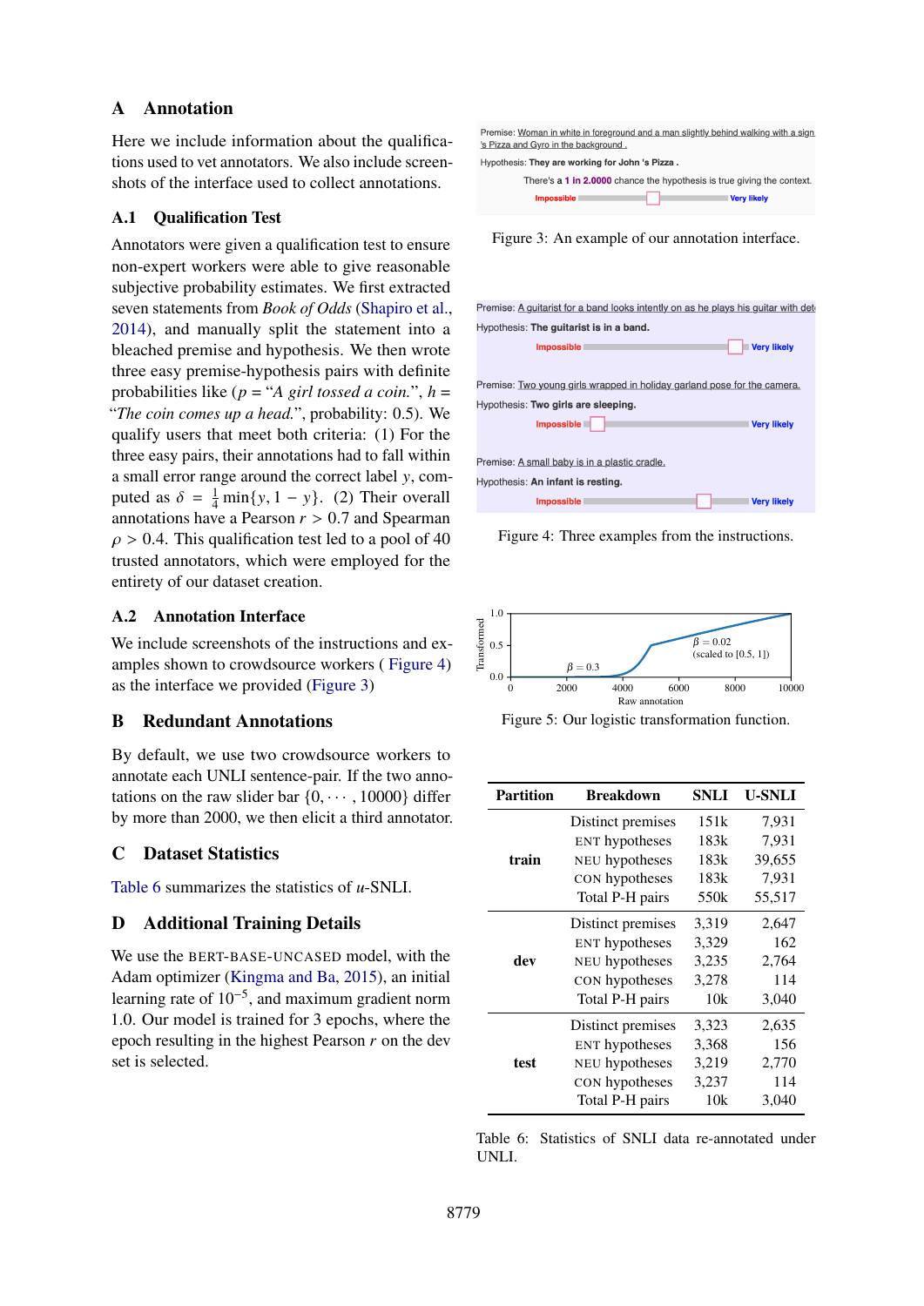# A Annotation

Here we include information about the qualifications used to vet annotators. We also include screenshots of the interface used to collect annotations.

## A.1 Qualification Test

Annotators were given a qualification test to ensure non-expert workers were able to give reasonable subjective probability estimates. We first extracted seven statements from *Book of Odds* (Shapiro et al., 2014), and manually split the statement into a bleached premise and hypothesis. We then wrote three easy premise-hypothesis pairs with definite probabilities like ($p$ = "*A girl tossed a coin.*", $h$ = "*The coin comes up a head.*", probability: 0.5). We qualify users that meet both criteria: (1) For the three easy pairs, their annotations had to fall within a small error range around the correct label $y$, computed as $\delta = \frac{1}{4}\min\{y, 1-y\}$. (2) Their overall annotations have a Pearson $r > 0.7$ and Spearman $\rho > 0.4$. This qualification test led to a pool of 40 trusted annotators, which were employed for the entirety of our dataset creation.

## A.2 Annotation Interface

We include screenshots of the instructions and examples shown to crowdsource workers ( Figure 4) as the interface we provided (Figure 3)

Premise: Woman in white in foreground and a man slightly behind walking with a sign 's Pizza and Gyro in the background .
Hypothesis: They are working for John 's Pizza .
There's a 1 in 2.0000 chance the hypothesis is true giving the context.
Impossible
Very likely

Figure 3: An example of our annotation interface.

Premise: A guitarist for a band looks intently on as he plays his guitar with det
Hypothesis: The guitarist is in a band.
Impossible
Very likely

Premise: Two young girls wrapped in holiday garland pose for the camera.
Hypothesis: Two girls are sleeping.
Impossible
Very likely

Premise: A small baby is in a plastic cradle.
Hypothesis: An infant is resting.
Impossible
Very likely

Figure 4: Three examples from the instructions.

# B Redundant Annotations

By default, we use two crowdsource workers to annotate each UNLI sentence-pair. If the two annotations on the raw slider bar $\{0, \cdots, 10000\}$ differ by more than 2000, we then elicit a third annotator.

# C Dataset Statistics

Table 6 summarizes the statistics of $u$-SNLI.

# D Additional Training Details

We use the BERT-BASE-UNCASED model, with the Adam optimizer (Kingma and Ba, 2015), an initial learning rate of $10^{-5}$, and maximum gradient norm 1.0. Our model is trained for 3 epochs, where the epoch resulting in the highest Pearson $r$ on the dev set is selected.

Transformed
1.0
0.5
0.0
0
2000
4000
6000
8000
10000
Raw annotation
$\beta = 0.3$
$\beta = 0.02$
(scaled to [0.5, 1])

Figure 5: Our logistic transformation function.

| Partition | Breakdown | SNLI | U-SNLI |
|---|---|---|---|
| train | Distinct premises | 151k | 7,931 |
| | ENT hypotheses | 183k | 7,931 |
| | NEU hypotheses | 183k | 39,655 |
| | CON hypotheses | 183k | 7,931 |
| | Total P-H pairs | 550k | 55,517 |
| dev | Distinct premises | 3,319 | 2,647 |
| | ENT hypotheses | 3,329 | 162 |
| | NEU hypotheses | 3,235 | 2,764 |
| | CON hypotheses | 3,278 | 114 |
| | Total P-H pairs | 10k | 3,040 |
| test | Distinct premises | 3,323 | 2,635 |
| | ENT hypotheses | 3,368 | 156 |
| | NEU hypotheses | 3,219 | 2,770 |
| | CON hypotheses | 3,237 | 114 |
| | Total P-H pairs | 10k | 3,040 |

Table 6: Statistics of SNLI data re-annotated under UNLI.